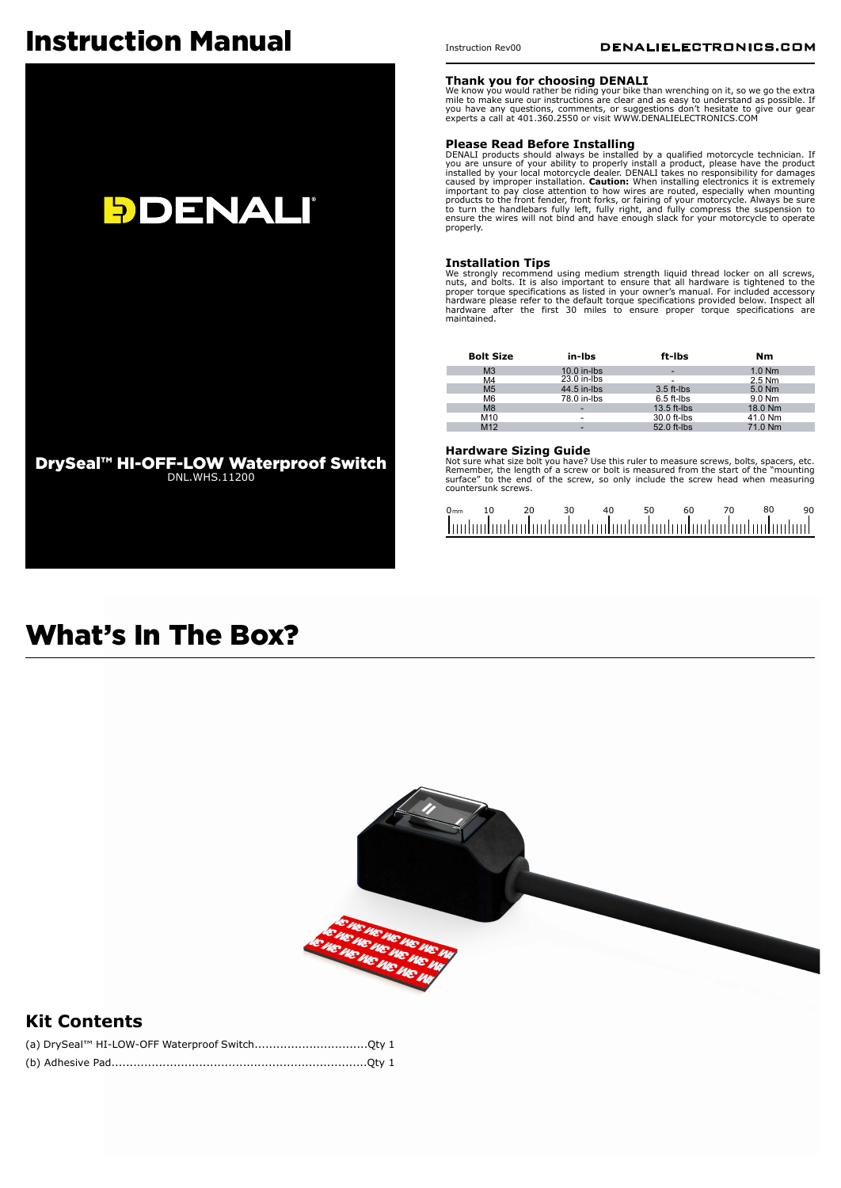# Instruction Manual

DENALI

**DrySeal™ HI-OFF-LOW Waterproof Switch**
DNL.WHS.11200

Instruction Rev00

DENALIELECTRONICS.COM

### Thank you for choosing DENALI

We know you would rather be riding your bike than wrenching on it, so we go the extra mile to make sure our instructions are clear and as easy to understand as possible. If you have any questions, comments, or suggestions don't hesitate to give our gear experts a call at 401.360.2550 or visit WWW.DENALIELECTRONICS.COM

### Please Read Before Installing

DENALI products should always be installed by a qualified motorcycle technician. If you are unsure of your ability to properly install a product, please have the product installed by your local motorcycle dealer. DENALI takes no responsibility for damages caused by improper installation. **Caution:** When installing electronics it is extremely important to pay close attention to how wires are routed, especially when mounting products to the front fender, front forks, or fairing of your motorcycle. Always be sure to turn the handlebars fully left, fully right, and fully compress the suspension to ensure the wires will not bind and have enough slack for your motorcycle to operate properly.

### Installation Tips

We strongly recommend using medium strength liquid thread locker on all screws, nuts, and bolts. It is also important to ensure that all hardware is tightened to the proper torque specifications as listed in your owner's manual. For included accessory hardware please refer to the default torque specifications provided below. Inspect all hardware after the first 30 miles to ensure proper torque specifications are maintained.

| Bolt Size | in-lbs | ft-lbs | Nm |
|---|---|---|---|
| M3 | 10.0 in-lbs | - | 1.0 Nm |
| M4 | 23.0 in-lbs | - | 2.5 Nm |
| M5 | 44.5 in-lbs | 3.5 ft-lbs | 5.0 Nm |
| M6 | 78.0 in-lbs | 6.5 ft-lbs | 9.0 Nm |
| M8 | - | 13.5 ft-lbs | 18.0 Nm |
| M10 | - | 30.0 ft-lbs | 41.0 Nm |
| M12 | - | 52.0 ft-lbs | 71.0 Nm |

### Hardware Sizing Guide

Not sure what size bolt you have? Use this ruler to measure screws, bolts, spacers, etc. Remember, the length of a screw or bolt is measured from the start of the "mounting surface" to the end of the screw, so only include the screw head when measuring countersunk screws.

0mm 10 20 30 40 50 60 70 80 90

# What's In The Box?

## Kit Contents

(a) DrySeal™ HI-LOW-OFF Waterproof Switch...............................Qty 1

(b) Adhesive Pad......................................................................Qty 1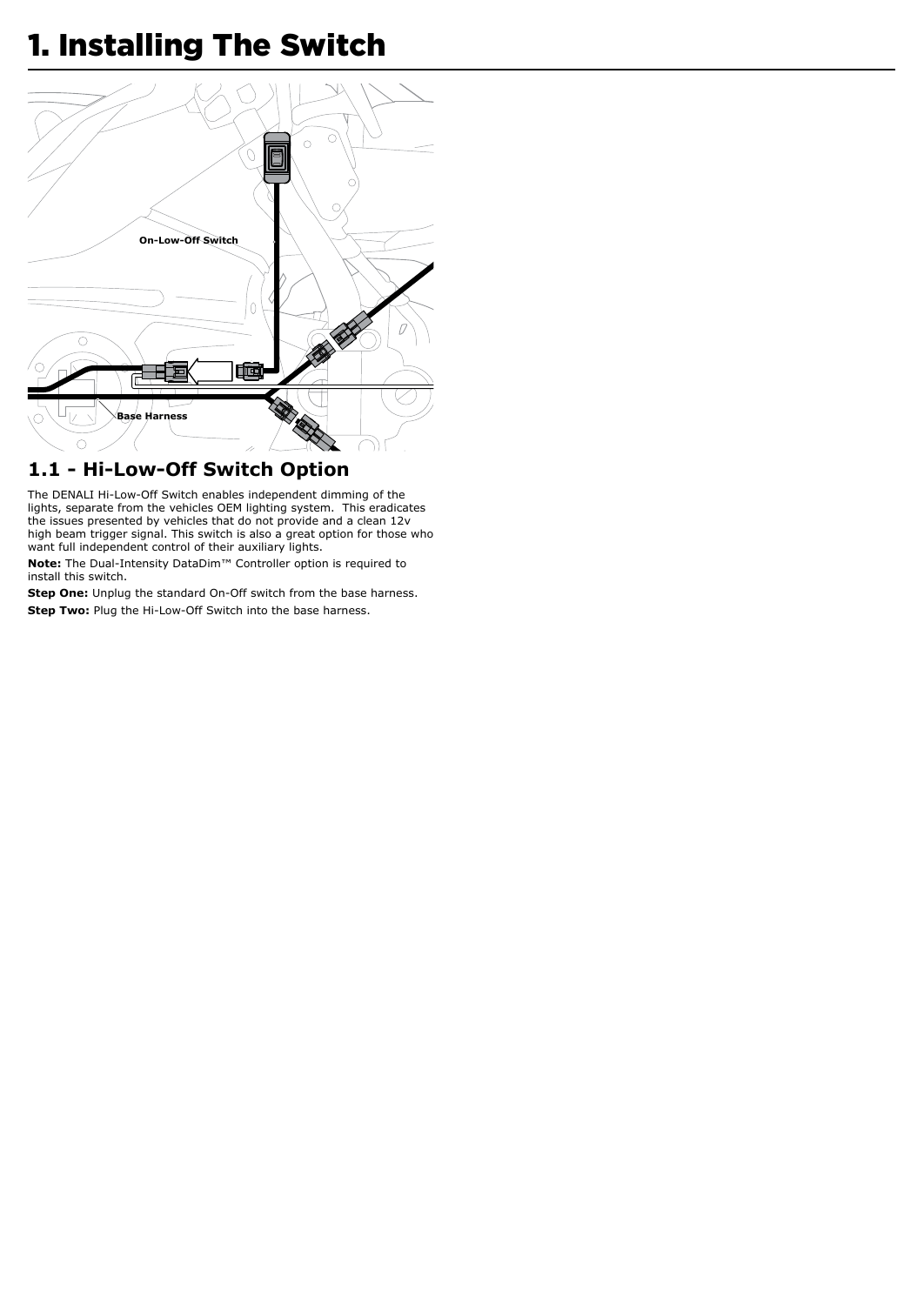# 1. Installing The Switch

On-Low-Off Switch

Base Harness

## 1.1 - Hi-Low-Off Switch Option

The DENALI Hi-Low-Off Switch enables independent dimming of the lights, separate from the vehicles OEM lighting system. This eradicates the issues presented by vehicles that do not provide and a clean 12v high beam trigger signal. This switch is also a great option for those who want full independent control of their auxiliary lights.

**Note:** The Dual-Intensity DataDim™ Controller option is required to install this switch.

**Step One:** Unplug the standard On-Off switch from the base harness.

**Step Two:** Plug the Hi-Low-Off Switch into the base harness.